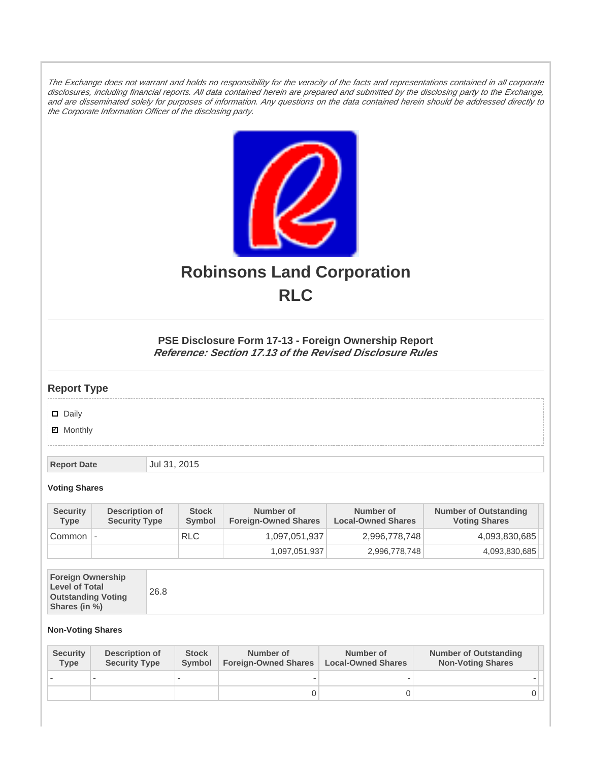*The Exchange does not warrant and holds no responsibility for the veracity of the facts and representations contained in all corporate disclosures, including financial reports. All data contained herein are prepared and submitted by the disclosing party to the Exchange, and are disseminated solely for purposes of information. Any questions on the data contained herein should be addressed directly to the Corporate Information Officer of the disclosing party.*

# Robinsons Land Corporation
# RLC

### PSE Disclosure Form 17-13 - Foreign Ownership Report
***Reference: Section 17.13 of the Revised Disclosure Rules***

## Report Type

- ☐ Daily
- ☑ Monthly

| Report Date | Jul 31, 2015 |
|---|---|

**Voting Shares**

| Security Type | Description of Security Type | Stock Symbol | Number of Foreign-Owned Shares | Number of Local-Owned Shares | Number of Outstanding Voting Shares |
|---|---|---|---|---|---|
| Common | - | RLC | 1,097,051,937 | 2,996,778,748 | 4,093,830,685 |
| | | | 1,097,051,937 | 2,996,778,748 | 4,093,830,685 |

| Foreign Ownership Level of Total Outstanding Voting Shares (in %) | 26.8 |
|---|---|

**Non-Voting Shares**

| Security Type | Description of Security Type | Stock Symbol | Number of Foreign-Owned Shares | Number of Local-Owned Shares | Number of Outstanding Non-Voting Shares |
|---|---|---|---|---|---|
| - | - | - | - | - | - |
| | | | 0 | 0 | 0 |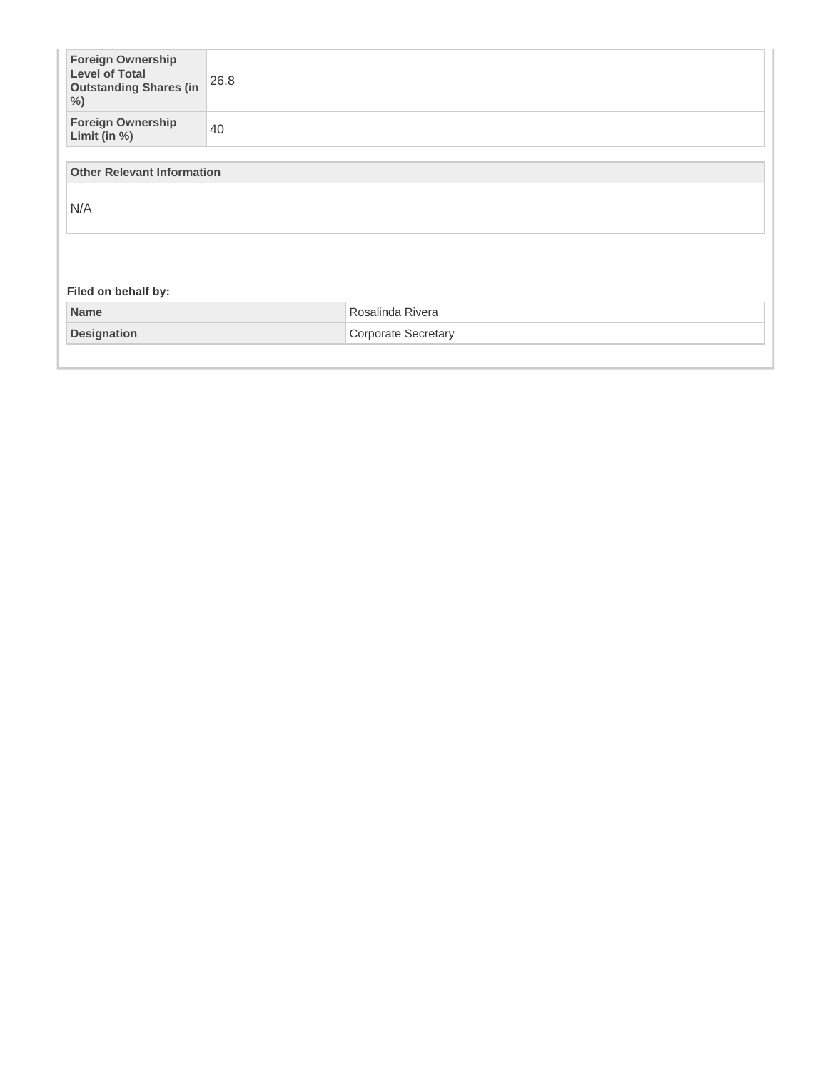| | |
|---|---|
| **Foreign Ownership Level of Total Outstanding Shares (in %)** | 26.8 |
| **Foreign Ownership Limit (in %)** | 40 |

| **Other Relevant Information** |
|---|
| N/A |

**Filed on behalf by:**

| | |
|---|---|
| **Name** | Rosalinda Rivera |
| **Designation** | Corporate Secretary |